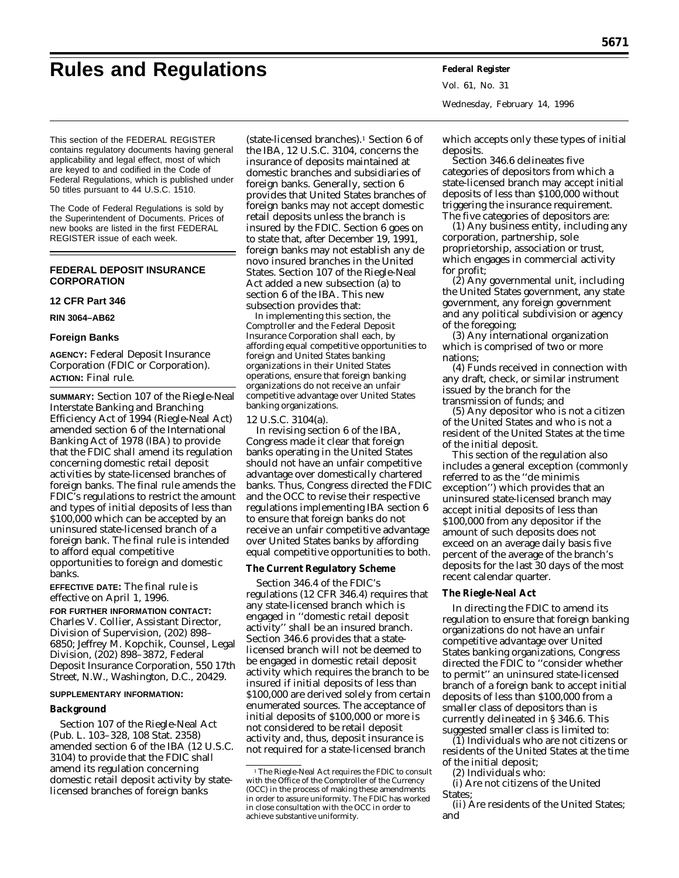# Rules and Regulations

This section of the FEDERAL REGISTER contains regulatory documents having general applicability and legal effect, most of which are keyed to and codified in the Code of Federal Regulations, which is published under 50 titles pursuant to 44 U.S.C. 1510.

The Code of Federal Regulations is sold by the Superintendent of Documents. Prices of new books are listed in the first FEDERAL REGISTER issue of each week.

## FEDERAL DEPOSIT INSURANCE CORPORATION

### 12 CFR Part 346

**RIN 3064–AB62**

### Foreign Banks

**AGENCY:** Federal Deposit Insurance Corporation (FDIC or Corporation).

**ACTION:** Final rule.

**SUMMARY:** Section 107 of the Riegle-Neal Interstate Banking and Branching Efficiency Act of 1994 (Riegle-Neal Act) amended section 6 of the International Banking Act of 1978 (IBA) to provide that the FDIC shall amend its regulation concerning domestic retail deposit activities by state-licensed branches of foreign banks. The final rule amends the FDIC's regulations to restrict the amount and types of initial deposits of less than $100,000 which can be accepted by an uninsured state-licensed branch of a foreign bank. The final rule is intended to afford equal competitive opportunities to foreign and domestic banks.

**EFFECTIVE DATE:** The final rule is effective on April 1, 1996.

**FOR FURTHER INFORMATION CONTACT:** Charles V. Collier, Assistant Director, Division of Supervision, (202) 898–6850; Jeffrey M. Kopchik, Counsel, Legal Division, (202) 898–3872, Federal Deposit Insurance Corporation, 550 17th Street, N.W., Washington, D.C., 20429.

**SUPPLEMENTARY INFORMATION:**

### Background

Section 107 of the Riegle-Neal Act (Pub. L. 103–328, 108 Stat. 2358) amended section 6 of the IBA (12 U.S.C. 3104) to provide that the FDIC shall amend its regulation concerning domestic retail deposit activity by state-licensed branches of foreign banks (state-licensed branches).[1] Section 6 of the IBA, 12 U.S.C. 3104, concerns the insurance of deposits maintained at domestic branches and subsidiaries of foreign banks. Generally, section 6 provides that United States branches of foreign banks may not accept domestic retail deposits unless the branch is insured by the FDIC. Section 6 goes on to state that, after December 19, 1991, foreign banks may not establish any de novo insured branches in the United States. Section 107 of the Riegle-Neal Act added a new subsection (a) to section 6 of the IBA. This new subsection provides that:

> In implementing this section, the Comptroller and the Federal Deposit Insurance Corporation shall each, by affording equal competitive opportunities to foreign and United States banking organizations in their United States operations, ensure that foreign banking organizations do not receive an unfair competitive advantage over United States banking organizations.

12 U.S.C. 3104(a).

In revising section 6 of the IBA, Congress made it clear that foreign banks operating in the United States should not have an unfair competitive advantage over domestically chartered banks. Thus, Congress directed the FDIC and the OCC to revise their respective regulations implementing IBA section 6 to ensure that foreign banks do not receive an unfair competitive advantage over United States banks by affording equal competitive opportunities to both.

### The Current Regulatory Scheme

Section 346.4 of the FDIC's regulations (12 CFR 346.4) requires that any state-licensed branch which is engaged in ''domestic retail deposit activity'' shall be an insured branch. Section 346.6 provides that a state-licensed branch will not be deemed to be engaged in domestic retail deposit activity which requires the branch to be insured if initial deposits of less than $100,000 are derived solely from certain enumerated sources. The acceptance of initial deposits of $100,000 or more is not considered to be retail deposit activity and, thus, deposit insurance is not required for a state-licensed branch which accepts only these types of initial deposits.

Section 346.6 delineates five categories of depositors from which a state-licensed branch may accept initial deposits of less than $100,000 without triggering the insurance requirement. The five categories of depositors are:

(1) Any business entity, including any corporation, partnership, sole proprietorship, association or trust, which engages in commercial activity for profit;

(2) Any governmental unit, including the United States government, any state government, any foreign government and any political subdivision or agency of the foregoing;

(3) Any international organization which is comprised of two or more nations;

(4) Funds received in connection with any draft, check, or similar instrument issued by the branch for the transmission of funds; and

(5) Any depositor who is not a citizen of the United States and who is not a resident of the United States at the time of the initial deposit.

This section of the regulation also includes a general exception (commonly referred to as the ''de minimis exception'') which provides that an uninsured state-licensed branch may accept initial deposits of less than $100,000 from any depositor if the amount of such deposits does not exceed on an average daily basis five percent of the average of the branch's deposits for the last 30 days of the most recent calendar quarter.

### The Riegle-Neal Act

In directing the FDIC to amend its regulation to ensure that foreign banking organizations do not have an unfair competitive advantage over United States banking organizations, Congress directed the FDIC to ''consider whether to permit'' an uninsured state-licensed branch of a foreign bank to accept initial deposits of less than $100,000 from a smaller class of depositors than is currently delineated in § 346.6. This suggested smaller class is limited to:

(1) Individuals who are not citizens or residents of the United States at the time of the initial deposit;

(2) Individuals who:

(i) Are not citizens of the United States;

(ii) Are residents of the United States; and

[1] The Riegle-Neal Act requires the FDIC to consult with the Office of the Comptroller of the Currency (OCC) in the process of making these amendments in order to assure uniformity. The FDIC has worked in close consultation with the OCC in order to achieve substantive uniformity.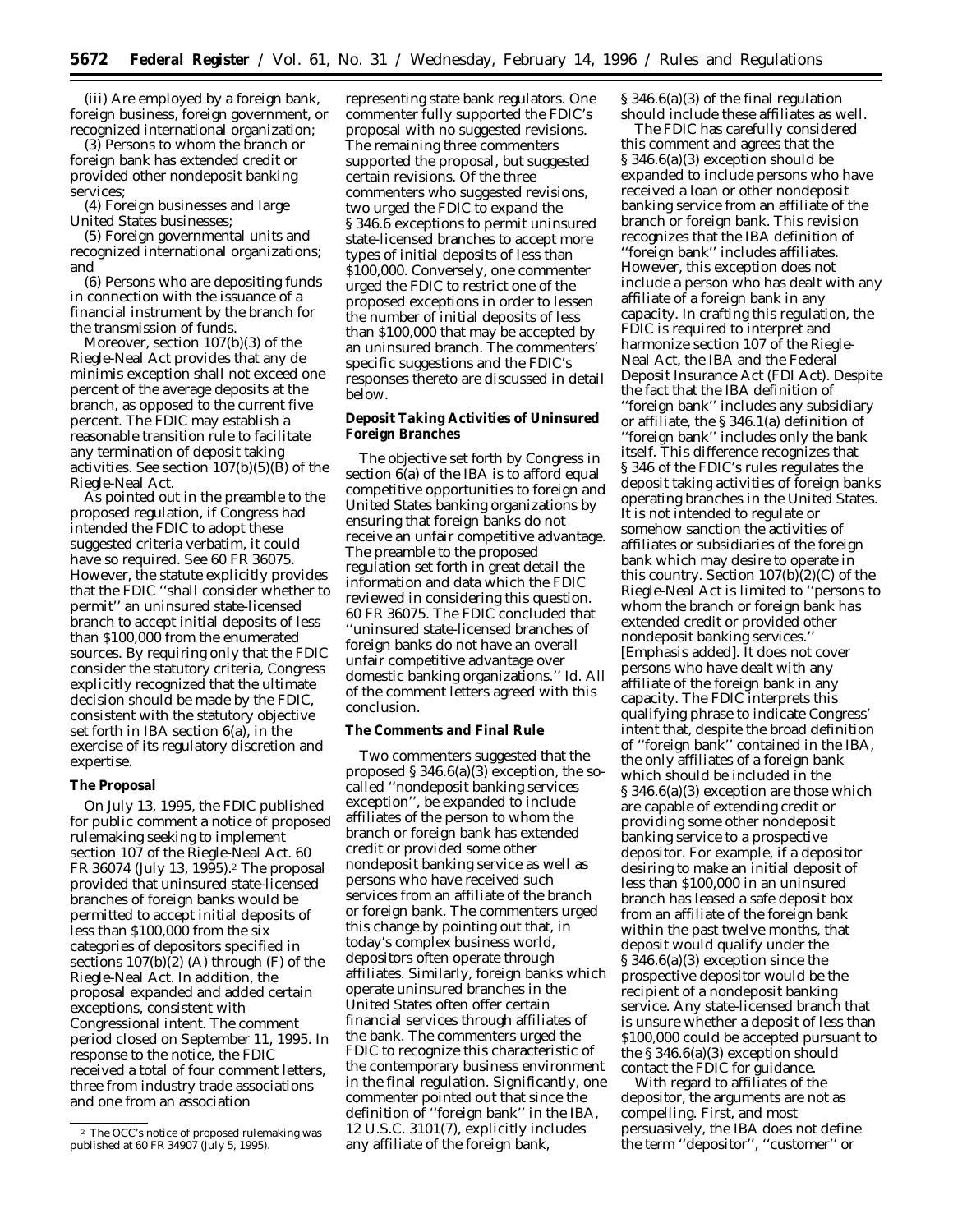(iii) Are employed by a foreign bank, foreign business, foreign government, or recognized international organization;

(3) Persons to whom the branch or foreign bank has extended credit or provided other nondeposit banking services;

(4) Foreign businesses and large United States businesses;

(5) Foreign governmental units and recognized international organizations; and

(6) Persons who are depositing funds in connection with the issuance of a financial instrument by the branch for the transmission of funds.

Moreover, section 107(b)(3) of the Riegle-Neal Act provides that any de minimis exception shall not exceed one percent of the average deposits at the branch, as opposed to the current five percent. The FDIC may establish a reasonable transition rule to facilitate any termination of deposit taking activities. See section 107(b)(5)(B) of the Riegle-Neal Act.

As pointed out in the preamble to the proposed regulation, if Congress had intended the FDIC to adopt these suggested criteria verbatim, it could have so required. See 60 FR 36075. However, the statute explicitly provides that the FDIC "shall consider whether to permit" an uninsured state-licensed branch to accept initial deposits of less than $100,000 from the enumerated sources. By requiring only that the FDIC consider the statutory criteria, Congress explicitly recognized that the ultimate decision should be made by the FDIC, consistent with the statutory objective set forth in IBA section 6(a), in the exercise of its regulatory discretion and expertise.

**The Proposal**

On July 13, 1995, the FDIC published for public comment a notice of proposed rulemaking seeking to implement section 107 of the Riegle-Neal Act. 60 FR 36074 (July 13, 1995).[2] The proposal provided that uninsured state-licensed branches of foreign banks would be permitted to accept initial deposits of less than $100,000 from the six categories of depositors specified in sections 107(b)(2) (A) through (F) of the Riegle-Neal Act. In addition, the proposal expanded and added certain exceptions, consistent with Congressional intent. The comment period closed on September 11, 1995. In response to the notice, the FDIC received a total of four comment letters, three from industry trade associations and one from an association representing state bank regulators. One commenter fully supported the FDIC's proposal with no suggested revisions. The remaining three commenters supported the proposal, but suggested certain revisions. Of the three commenters who suggested revisions, two urged the FDIC to expand the § 346.6 exceptions to permit uninsured state-licensed branches to accept more types of initial deposits of less than $100,000. Conversely, one commenter urged the FDIC to restrict one of the proposed exceptions in order to lessen the number of initial deposits of less than $100,000 that may be accepted by an uninsured branch. The commenters' specific suggestions and the FDIC's responses thereto are discussed in detail below.

**Deposit Taking Activities of Uninsured Foreign Branches**

The objective set forth by Congress in section 6(a) of the IBA is to afford equal competitive opportunities to foreign and United States banking organizations by ensuring that foreign banks do not receive an unfair competitive advantage. The preamble to the proposed regulation set forth in great detail the information and data which the FDIC reviewed in considering this question. 60 FR 36075. The FDIC concluded that "uninsured state-licensed branches of foreign banks do not have an overall unfair competitive advantage over domestic banking organizations." Id. All of the comment letters agreed with this conclusion.

**The Comments and Final Rule**

Two commenters suggested that the proposed § 346.6(a)(3) exception, the so-called "nondeposit banking services exception", be expanded to include affiliates of the person to whom the branch or foreign bank has extended credit or provided some other nondeposit banking service as well as persons who have received such services from an affiliate of the branch or foreign bank. The commenters urged this change by pointing out that, in today's complex business world, depositors often operate through affiliates. Similarly, foreign banks which operate uninsured branches in the United States often offer certain financial services through affiliates of the bank. The commenters urged the FDIC to recognize this characteristic of the contemporary business environment in the final regulation. Significantly, one commenter pointed out that since the definition of "foreign bank" in the IBA, 12 U.S.C. 3101(7), explicitly includes any affiliate of the foreign bank, § 346.6(a)(3) of the final regulation should include these affiliates as well.

The FDIC has carefully considered this comment and agrees that the § 346.6(a)(3) exception should be expanded to include persons who have received a loan or other nondeposit banking service from an affiliate of the branch or foreign bank. This revision recognizes that the IBA definition of "foreign bank" includes affiliates. However, this exception does not include a person who has dealt with any affiliate of a foreign bank in any capacity. In crafting this regulation, the FDIC is required to interpret and harmonize section 107 of the Riegle-Neal Act, the IBA and the Federal Deposit Insurance Act (FDI Act). Despite the fact that the IBA definition of "foreign bank" includes any subsidiary or affiliate, the § 346.1(a) definition of "foreign bank" includes only the bank itself. This difference recognizes that § 346 of the FDIC's rules regulates the deposit taking activities of foreign banks operating branches in the United States. It is not intended to regulate or somehow sanction the activities of affiliates or subsidiaries of the foreign bank which may desire to operate in this country. Section 107(b)(2)(C) of the Riegle-Neal Act is limited to "persons to whom the branch or foreign bank has extended credit or provided other nondeposit banking *services*." [Emphasis added]. It does not cover persons who have dealt with any affiliate of the foreign bank in any capacity. The FDIC interprets this qualifying phrase to indicate Congress' intent that, despite the broad definition of "foreign bank" contained in the IBA, the only affiliates of a foreign bank which should be included in the § 346.6(a)(3) exception are those which are capable of extending credit or providing some other nondeposit banking service to a prospective depositor. For example, if a depositor desiring to make an initial deposit of less than $100,000 in an uninsured branch has leased a safe deposit box from an affiliate of the foreign bank within the past twelve months, that deposit would qualify under the § 346.6(a)(3) exception since the prospective depositor would be the recipient of a nondeposit banking service. Any state-licensed branch that is unsure whether a deposit of less than $100,000 could be accepted pursuant to the § 346.6(a)(3) exception should contact the FDIC for guidance.

With regard to affiliates of the depositor, the arguments are not as compelling. First, and most persuasively, the IBA does not define the term "depositor", "customer" or

[2] The OCC's notice of proposed rulemaking was published at 60 FR 34907 (July 5, 1995).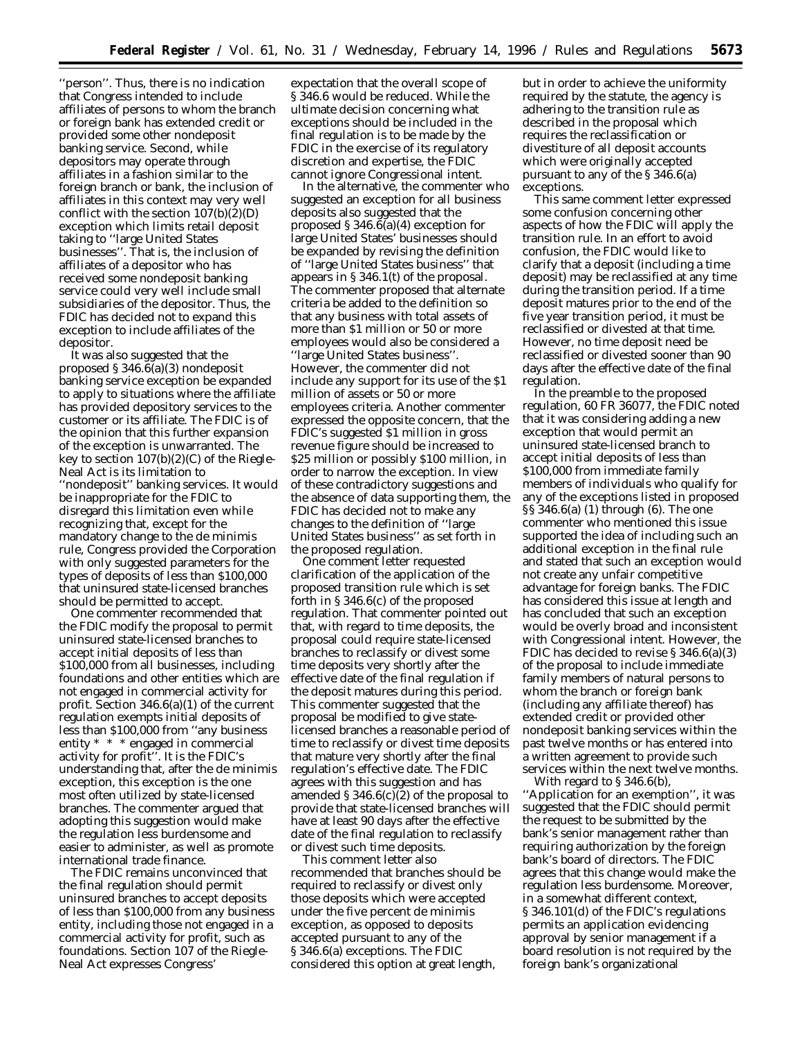"person". Thus, there is no indication that Congress intended to include affiliates of persons to whom the branch or foreign bank has extended credit or provided some other nondeposit banking service. Second, while depositors may operate through affiliates in a fashion similar to the foreign branch or bank, the inclusion of affiliates in this context may very well conflict with the section 107(b)(2)(D) exception which limits retail deposit taking to "large United States businesses". That is, the inclusion of affiliates of a depositor who has received some nondeposit banking service could very well include small subsidiaries of the depositor. Thus, the FDIC has decided not to expand this exception to include affiliates of the depositor.

It was also suggested that the proposed § 346.6(a)(3) nondeposit banking service exception be expanded to apply to situations where the affiliate has provided depository services to the customer or its affiliate. The FDIC is of the opinion that this further expansion of the exception is unwarranted. The key to section 107(b)(2)(C) of the Riegle-Neal Act is its limitation to "nondeposit" banking services. It would be inappropriate for the FDIC to disregard this limitation even while recognizing that, except for the mandatory change to the de minimis rule, Congress provided the Corporation with only suggested parameters for the types of deposits of less than $100,000 that uninsured state-licensed branches should be permitted to accept.

One commenter recommended that the FDIC modify the proposal to permit uninsured state-licensed branches to accept initial deposits of less than $100,000 from all businesses, including foundations and other entities which are not engaged in commercial activity for profit. Section 346.6(a)(1) of the current regulation exempts initial deposits of less than $100,000 from "any business entity * * * engaged in commercial activity for profit". It is the FDIC's understanding that, after the de minimis exception, this exception is the one most often utilized by state-licensed branches. The commenter argued that adopting this suggestion would make the regulation less burdensome and easier to administer, as well as promote international trade finance.

The FDIC remains unconvinced that the final regulation should permit uninsured branches to accept deposits of less than $100,000 from any business entity, including those not engaged in a commercial activity for profit, such as foundations. Section 107 of the Riegle-Neal Act expresses Congress' expectation that the overall scope of § 346.6 would be reduced. While the ultimate decision concerning what exceptions should be included in the final regulation is to be made by the FDIC in the exercise of its regulatory discretion and expertise, the FDIC cannot ignore Congressional intent.

In the alternative, the commenter who suggested an exception for all business deposits also suggested that the proposed § 346.6(a)(4) exception for large United States' businesses should be expanded by revising the definition of "large United States business" that appears in § 346.1(t) of the proposal. The commenter proposed that alternate criteria be added to the definition so that any business with total assets of more than $1 million or 50 or more employees would also be considered a "large United States business". However, the commenter did not include any support for its use of the $1 million of assets or 50 or more employees criteria. Another commenter expressed the opposite concern, that the FDIC's suggested $1 million in gross revenue figure should be increased to $25 million or possibly $100 million, in order to narrow the exception. In view of these contradictory suggestions and the absence of data supporting them, the FDIC has decided not to make any changes to the definition of "large United States business" as set forth in the proposed regulation.

One comment letter requested clarification of the application of the proposed transition rule which is set forth in § 346.6(c) of the proposed regulation. That commenter pointed out that, with regard to time deposits, the proposal could require state-licensed branches to reclassify or divest some time deposits very shortly after the effective date of the final regulation if the deposit matures during this period. This commenter suggested that the proposal be modified to give state-licensed branches a reasonable period of time to reclassify or divest time deposits that mature very shortly after the final regulation's effective date. The FDIC agrees with this suggestion and has amended § 346.6(c)(2) of the proposal to provide that state-licensed branches will have at least 90 days after the effective date of the final regulation to reclassify or divest such time deposits.

This comment letter also recommended that branches should be required to reclassify or divest only those deposits which were accepted under the five percent de minimis exception, as opposed to deposits accepted pursuant to any of the § 346.6(a) exceptions. The FDIC considered this option at great length, but in order to achieve the uniformity required by the statute, the agency is adhering to the transition rule as described in the proposal which requires the reclassification or divestiture of all deposit accounts which were originally accepted pursuant to any of the § 346.6(a) exceptions.

This same comment letter expressed some confusion concerning other aspects of how the FDIC will apply the transition rule. In an effort to avoid confusion, the FDIC would like to clarify that a deposit (including a time deposit) may be reclassified at any time during the transition period. If a time deposit matures prior to the end of the five year transition period, it must be reclassified or divested at that time. However, no time deposit need be reclassified or divested sooner than 90 days after the effective date of the final regulation.

In the preamble to the proposed regulation, 60 FR 36077, the FDIC noted that it was considering adding a new exception that would permit an uninsured state-licensed branch to accept initial deposits of less than $100,000 from immediate family members of individuals who qualify for any of the exceptions listed in proposed §§ 346.6(a) (1) through (6). The one commenter who mentioned this issue supported the idea of including such an additional exception in the final rule and stated that such an exception would not create any unfair competitive advantage for foreign banks. The FDIC has considered this issue at length and has concluded that such an exception would be overly broad and inconsistent with Congressional intent. However, the FDIC has decided to revise § 346.6(a)(3) of the proposal to include immediate family members of natural persons to whom the branch or foreign bank (including any affiliate thereof) has extended credit or provided other nondeposit banking services within the past twelve months or has entered into a written agreement to provide such services within the next twelve months.

With regard to § 346.6(b), "Application for an exemption", it was suggested that the FDIC should permit the request to be submitted by the bank's senior management rather than requiring authorization by the foreign bank's board of directors. The FDIC agrees that this change would make the regulation less burdensome. Moreover, in a somewhat different context, § 346.101(d) of the FDIC's regulations permits an application evidencing approval by senior management if a board resolution is not required by the foreign bank's organizational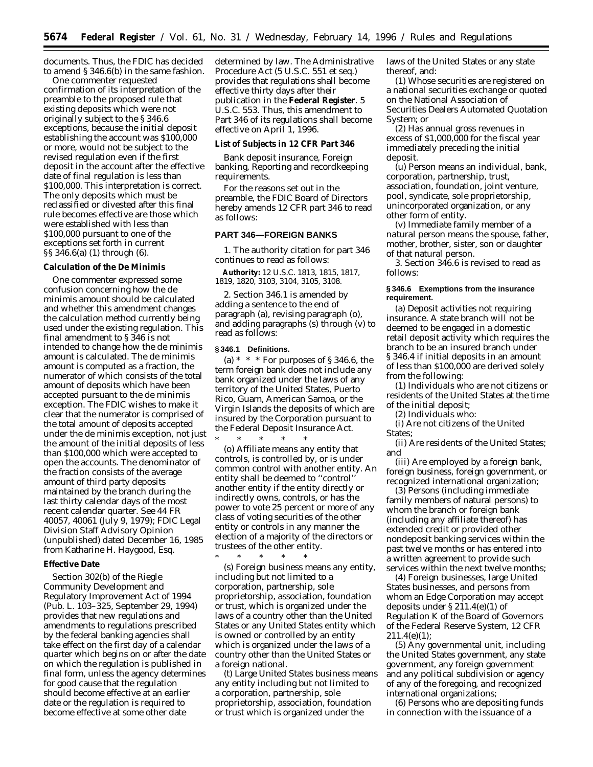documents. Thus, the FDIC has decided to amend § 346.6(b) in the same fashion.

One commenter requested confirmation of its interpretation of the preamble to the proposed rule that existing deposits which were not originally subject to the § 346.6 exceptions, because the initial deposit establishing the account was $100,000 or more, would not be subject to the revised regulation even if the first deposit in the account after the effective date of final regulation is less than $100,000. This interpretation is correct. The only deposits which must be reclassified or divested after this final rule becomes effective are those which were established with less than $100,000 pursuant to one of the exceptions set forth in current §§ 346.6(a) (1) through (6).

**Calculation of the De Minimis**

One commenter expressed some confusion concerning how the de minimis amount should be calculated and whether this amendment changes the calculation method currently being used under the existing regulation. This final amendment to § 346 is not intended to change how the de minimis amount is calculated. The de minimis amount is computed as a fraction, the numerator of which consists of the total amount of deposits which have been accepted pursuant to the de minimis exception. The FDIC wishes to make it clear that the numerator is comprised of the total amount of deposits accepted under the de minimis exception, not just the amount of the initial deposits of less than $100,000 which were accepted to open the accounts. The denominator of the fraction consists of the average amount of third party deposits maintained by the branch during the last thirty calendar days of the most recent calendar quarter. See 44 FR 40057, 40061 (July 9, 1979); FDIC Legal Division Staff Advisory Opinion (unpublished) dated December 16, 1985 from Katharine H. Haygood, Esq.

**Effective Date**

Section 302(b) of the Riegle Community Development and Regulatory Improvement Act of 1994 (Pub. L. 103–325, September 29, 1994) provides that new regulations and amendments to regulations prescribed by the federal banking agencies shall take effect on the first day of a calendar quarter which begins on or after the date on which the regulation is published in final form, unless the agency determines for good cause that the regulation should become effective at an earlier date or the regulation is required to become effective at some other date determined by law. The Administrative Procedure Act (5 U.S.C. 551 et seq.) provides that regulations shall become effective thirty days after their publication in the **Federal Register**. 5 U.S.C. 553. Thus, this amendment to Part 346 of its regulations shall become effective on April 1, 1996.

**List of Subjects in 12 CFR Part 346**

Bank deposit insurance, Foreign banking, Reporting and recordkeeping requirements.

For the reasons set out in the preamble, the FDIC Board of Directors hereby amends 12 CFR part 346 to read as follows:

**PART 346—FOREIGN BANKS**

1. The authority citation for part 346 continues to read as follows:

**Authority:** 12 U.S.C. 1813, 1815, 1817, 1819, 1820, 3103, 3104, 3105, 3108.

2. Section 346.1 is amended by adding a sentence to the end of paragraph (a), revising paragraph (o), and adding paragraphs (s) through (v) to read as follows:

**§ 346.1 Definitions.**

(a) * * * For purposes of § 346.6, the term foreign bank does not include any bank organized under the laws of any territory of the United States, Puerto Rico, Guam, American Samoa, or the Virgin Islands the deposits of which are insured by the Corporation pursuant to the Federal Deposit Insurance Act.

\* \* \* \* \*

(o) *Affiliate* means any entity that controls, is controlled by, or is under common control with another entity. An entity shall be deemed to ''control'' another entity if the entity directly or indirectly owns, controls, or has the power to vote 25 percent or more of any class of voting securities of the other entity or controls in any manner the election of a majority of the directors or trustees of the other entity.

\* \* \* \* \*

(s) *Foreign business* means any entity, including but not limited to a corporation, partnership, sole proprietorship, association, foundation or trust, which is organized under the laws of a country other than the United States or any United States entity which is owned or controlled by an entity which is organized under the laws of a country other than the United States or a foreign national.

(t) *Large United States business* means any entity including but not limited to a corporation, partnership, sole proprietorship, association, foundation or trust which is organized under the laws of the United States or any state thereof, and:

(1) Whose securities are registered on a national securities exchange or quoted on the National Association of Securities Dealers Automated Quotation System; or

(2) Has annual gross revenues in excess of $1,000,000 for the fiscal year immediately preceding the initial deposit.

(u) *Person* means an individual, bank, corporation, partnership, trust, association, foundation, joint venture, pool, syndicate, sole proprietorship, unincorporated organization, or any other form of entity.

(v) *Immediate family member* of a natural person means the spouse, father, mother, brother, sister, son or daughter of that natural person.

3. Section 346.6 is revised to read as follows:

**§ 346.6 Exemptions from the insurance requirement.**

(a) *Deposit activities not requiring insurance.* A state branch will not be deemed to be engaged in a domestic retail deposit activity which requires the branch to be an insured branch under § 346.4 if initial deposits in an amount of less than $100,000 are derived solely from the following:

(1) Individuals who are not citizens or residents of the United States at the time of the initial deposit;

(2) Individuals who:

(i) Are not citizens of the United States;

(ii) Are residents of the United States; and

(iii) Are employed by a foreign bank, foreign business, foreign government, or recognized international organization;

(3) Persons (including immediate family members of natural persons) to whom the branch or foreign bank (including any affiliate thereof) has extended credit or provided other nondeposit banking services within the past twelve months or has entered into a written agreement to provide such services within the next twelve months;

(4) Foreign businesses, large United States businesses, and persons from whom an Edge Corporation may accept deposits under § 211.4(e)(1) of Regulation K of the Board of Governors of the Federal Reserve System, 12 CFR 211.4(e)(1);

(5) Any governmental unit, including the United States government, any state government, any foreign government and any political subdivision or agency of any of the foregoing, and recognized international organizations;

(6) Persons who are depositing funds in connection with the issuance of a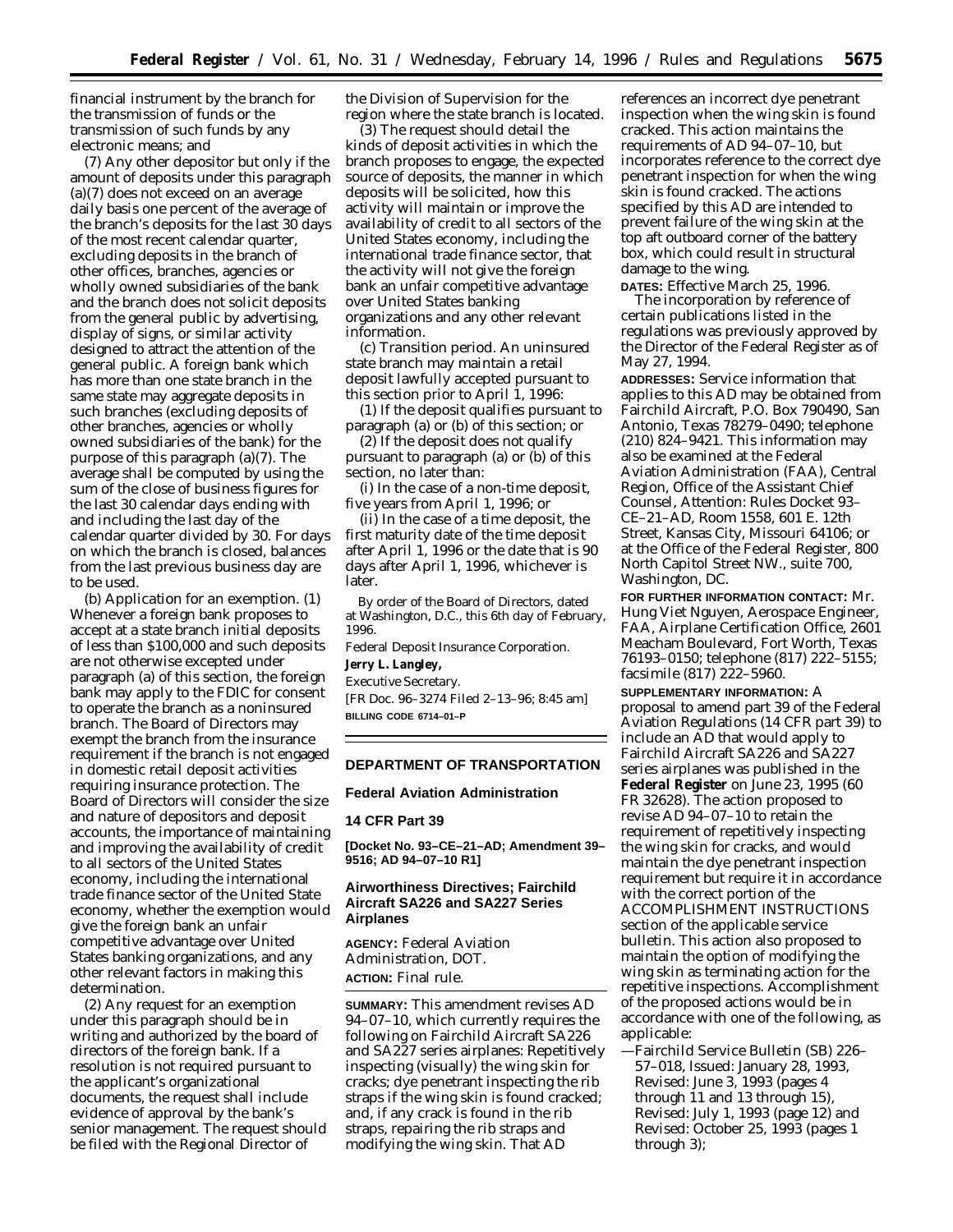financial instrument by the branch for the transmission of funds or the transmission of such funds by any electronic means; and

(7) Any other depositor but only if the amount of deposits under this paragraph (a)(7) does not exceed on an average daily basis one percent of the average of the branch's deposits for the last 30 days of the most recent calendar quarter, excluding deposits in the branch of other offices, branches, agencies or wholly owned subsidiaries of the bank and the branch does not solicit deposits from the general public by advertising, display of signs, or similar activity designed to attract the attention of the general public. A foreign bank which has more than one state branch in the same state may aggregate deposits in such branches (excluding deposits of other branches, agencies or wholly owned subsidiaries of the bank) for the purpose of this paragraph (a)(7). The average shall be computed by using the sum of the close of business figures for the last 30 calendar days ending with and including the last day of the calendar quarter divided by 30. For days on which the branch is closed, balances from the last previous business day are to be used.

(b) *Application for an exemption.* (1) Whenever a foreign bank proposes to accept at a state branch initial deposits of less than $100,000 and such deposits are not otherwise excepted under paragraph (a) of this section, the foreign bank may apply to the FDIC for consent to operate the branch as a noninsured branch. The Board of Directors may exempt the branch from the insurance requirement if the branch is not engaged in domestic retail deposit activities requiring insurance protection. The Board of Directors will consider the size and nature of depositors and deposit accounts, the importance of maintaining and improving the availability of credit to all sectors of the United States economy, including the international trade finance sector of the United State economy, whether the exemption would give the foreign bank an unfair competitive advantage over United States banking organizations, and any other relevant factors in making this determination.

(2) Any request for an exemption under this paragraph should be in writing and authorized by the board of directors of the foreign bank. If a resolution is not required pursuant to the applicant's organizational documents, the request shall include evidence of approval by the bank's senior management. The request should be filed with the Regional Director of the Division of Supervision for the region where the state branch is located.

(3) The request should detail the kinds of deposit activities in which the branch proposes to engage, the expected source of deposits, the manner in which deposits will be solicited, how this activity will maintain or improve the availability of credit to all sectors of the United States economy, including the international trade finance sector, that the activity will not give the foreign bank an unfair competitive advantage over United States banking organizations and any other relevant information.

(c) *Transition period.* An uninsured state branch may maintain a retail deposit lawfully accepted pursuant to this section prior to April 1, 1996:

(1) If the deposit qualifies pursuant to paragraph (a) or (b) of this section; or

(2) If the deposit does not qualify pursuant to paragraph (a) or (b) of this section, no later than:

(i) In the case of a non-time deposit, five years from April 1, 1996; or

(ii) In the case of a time deposit, the first maturity date of the time deposit after April 1, 1996 or the date that is 90 days after April 1, 1996, whichever is later.

By order of the Board of Directors, dated at Washington, D.C., this 6th day of February, 1996.

Federal Deposit Insurance Corporation.

**Jerry L. Langley,**

*Executive Secretary.*

[FR Doc. 96–3274 Filed 2–13–96; 8:45 am]

**BILLING CODE 6714–01–P**

## DEPARTMENT OF TRANSPORTATION

### Federal Aviation Administration

### 14 CFR Part 39

**[Docket No. 93–CE–21–AD; Amendment 39–9516; AD 94–07–10 R1]**

### Airworthiness Directives; Fairchild Aircraft SA226 and SA227 Series Airplanes

**AGENCY:** Federal Aviation Administration, DOT.

**ACTION:** Final rule.

**SUMMARY:** This amendment revises AD 94–07–10, which currently requires the following on Fairchild Aircraft SA226 and SA227 series airplanes: Repetitively inspecting (visually) the wing skin for cracks; dye penetrant inspecting the rib straps if the wing skin is found cracked; and, if any crack is found in the rib straps, repairing the rib straps and modifying the wing skin. That AD references an incorrect dye penetrant inspection when the wing skin is found cracked. This action maintains the requirements of AD 94–07–10, but incorporates reference to the correct dye penetrant inspection for when the wing skin is found cracked. The actions specified by this AD are intended to prevent failure of the wing skin at the top aft outboard corner of the battery box, which could result in structural damage to the wing.

**DATES:** Effective March 25, 1996.

The incorporation by reference of certain publications listed in the regulations was previously approved by the Director of the Federal Register as of May 27, 1994.

**ADDRESSES:** Service information that applies to this AD may be obtained from Fairchild Aircraft, P.O. Box 790490, San Antonio, Texas 78279–0490; telephone (210) 824–9421. This information may also be examined at the Federal Aviation Administration (FAA), Central Region, Office of the Assistant Chief Counsel, Attention: Rules Docket 93–CE–21–AD, Room 1558, 601 E. 12th Street, Kansas City, Missouri 64106; or at the Office of the Federal Register, 800 North Capitol Street NW., suite 700, Washington, DC.

**FOR FURTHER INFORMATION CONTACT:** Mr. Hung Viet Nguyen, Aerospace Engineer, FAA, Airplane Certification Office, 2601 Meacham Boulevard, Fort Worth, Texas 76193–0150; telephone (817) 222–5155; facsimile (817) 222–5960.

**SUPPLEMENTARY INFORMATION:** A proposal to amend part 39 of the Federal Aviation Regulations (14 CFR part 39) to include an AD that would apply to Fairchild Aircraft SA226 and SA227 series airplanes was published in the **Federal Register** on June 23, 1995 (60 FR 32628). The action proposed to revise AD 94–07–10 to retain the requirement of repetitively inspecting the wing skin for cracks, and would maintain the dye penetrant inspection requirement but require it in accordance with the correct portion of the ACCOMPLISHMENT INSTRUCTIONS section of the applicable service bulletin. This action also proposed to maintain the option of modifying the wing skin as terminating action for the repetitive inspections. Accomplishment of the proposed actions would be in accordance with one of the following, as applicable:

—Fairchild Service Bulletin (SB) 226–57–018, Issued: January 28, 1993, Revised: June 3, 1993 (pages 4 through 11 and 13 through 15), Revised: July 1, 1993 (page 12) and Revised: October 25, 1993 (pages 1 through 3);